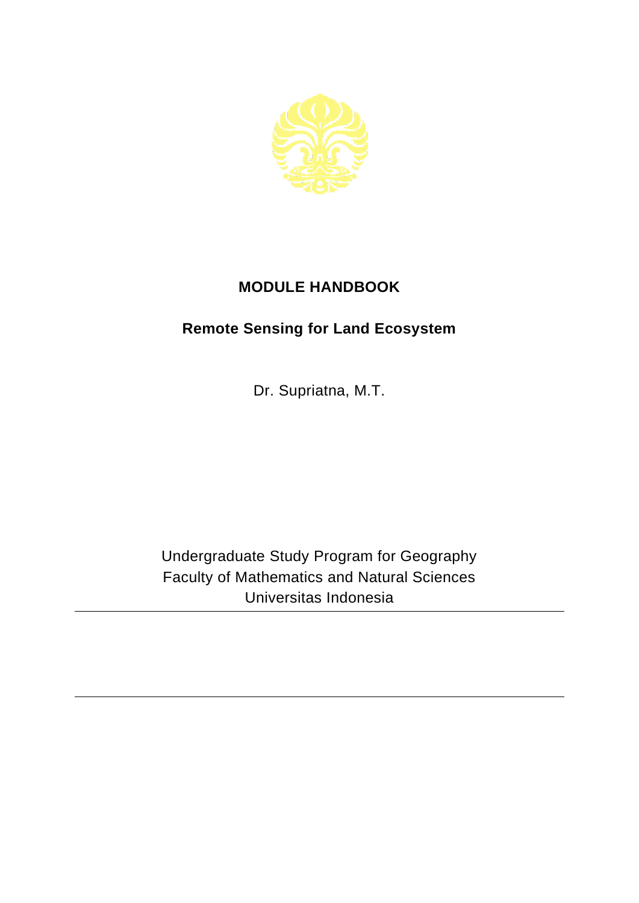# MODULE HANDBOOK

## Remote Sensing for Land Ecosystem

Dr. Supriatna, M.T.

Undergraduate Study Program for Geography
Faculty of Mathematics and Natural Sciences
Universitas Indonesia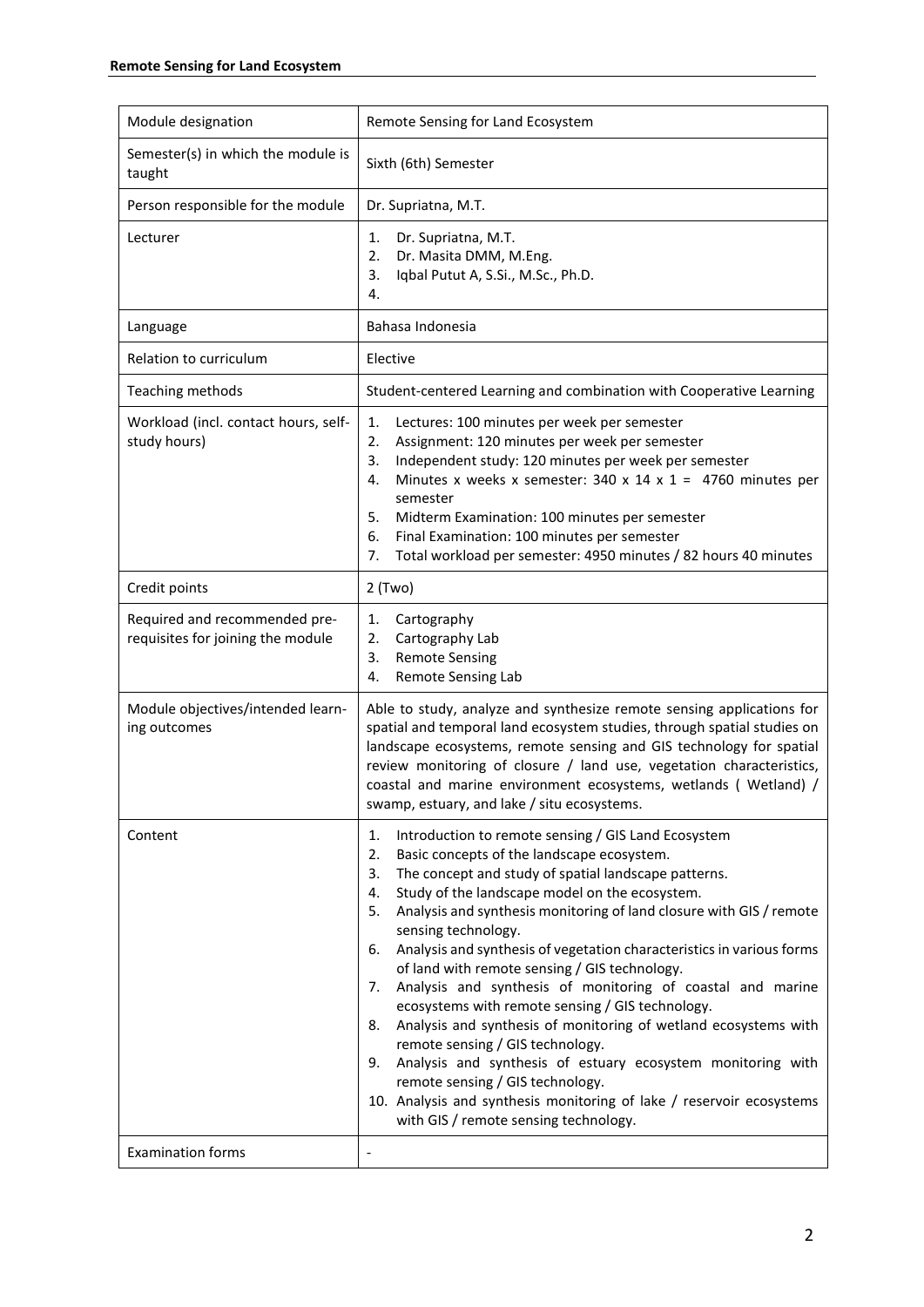| Module designation | Remote Sensing for Land Ecosystem |
|---|---|
| Semester(s) in which the module is taught | Sixth (6th) Semester |
| Person responsible for the module | Dr. Supriatna, M.T. |
| Lecturer | 1. Dr. Supriatna, M.T.<br>2. Dr. Masita DMM, M.Eng.<br>3. Iqbal Putut A, S.Si., M.Sc., Ph.D.<br>4. |
| Language | Bahasa Indonesia |
| Relation to curriculum | Elective |
| Teaching methods | Student-centered Learning and combination with Cooperative Learning |
| Workload (incl. contact hours, self-study hours) | 1. Lectures: 100 minutes per week per semester<br>2. Assignment: 120 minutes per week per semester<br>3. Independent study: 120 minutes per week per semester<br>4. Minutes x weeks x semester: 340 x 14 x 1 = 4760 minutes per semester<br>5. Midterm Examination: 100 minutes per semester<br>6. Final Examination: 100 minutes per semester<br>7. Total workload per semester: 4950 minutes / 82 hours 40 minutes |
| Credit points | 2 (Two) |
| Required and recommended pre-requisites for joining the module | 1. Cartography<br>2. Cartography Lab<br>3. Remote Sensing<br>4. Remote Sensing Lab |
| Module objectives/intended learning outcomes | Able to study, analyze and synthesize remote sensing applications for spatial and temporal land ecosystem studies, through spatial studies on landscape ecosystems, remote sensing and GIS technology for spatial review monitoring of closure / land use, vegetation characteristics, coastal and marine environment ecosystems, wetlands ( Wetland) / swamp, estuary, and lake / situ ecosystems. |
| Content | 1. Introduction to remote sensing / GIS Land Ecosystem<br>2. Basic concepts of the landscape ecosystem.<br>3. The concept and study of spatial landscape patterns.<br>4. Study of the landscape model on the ecosystem.<br>5. Analysis and synthesis monitoring of land closure with GIS / remote sensing technology.<br>6. Analysis and synthesis of vegetation characteristics in various forms of land with remote sensing / GIS technology.<br>7. Analysis and synthesis of monitoring of coastal and marine ecosystems with remote sensing / GIS technology.<br>8. Analysis and synthesis of monitoring of wetland ecosystems with remote sensing / GIS technology.<br>9. Analysis and synthesis of estuary ecosystem monitoring with remote sensing / GIS technology.<br>10. Analysis and synthesis monitoring of lake / reservoir ecosystems with GIS / remote sensing technology. |
| Examination forms | - |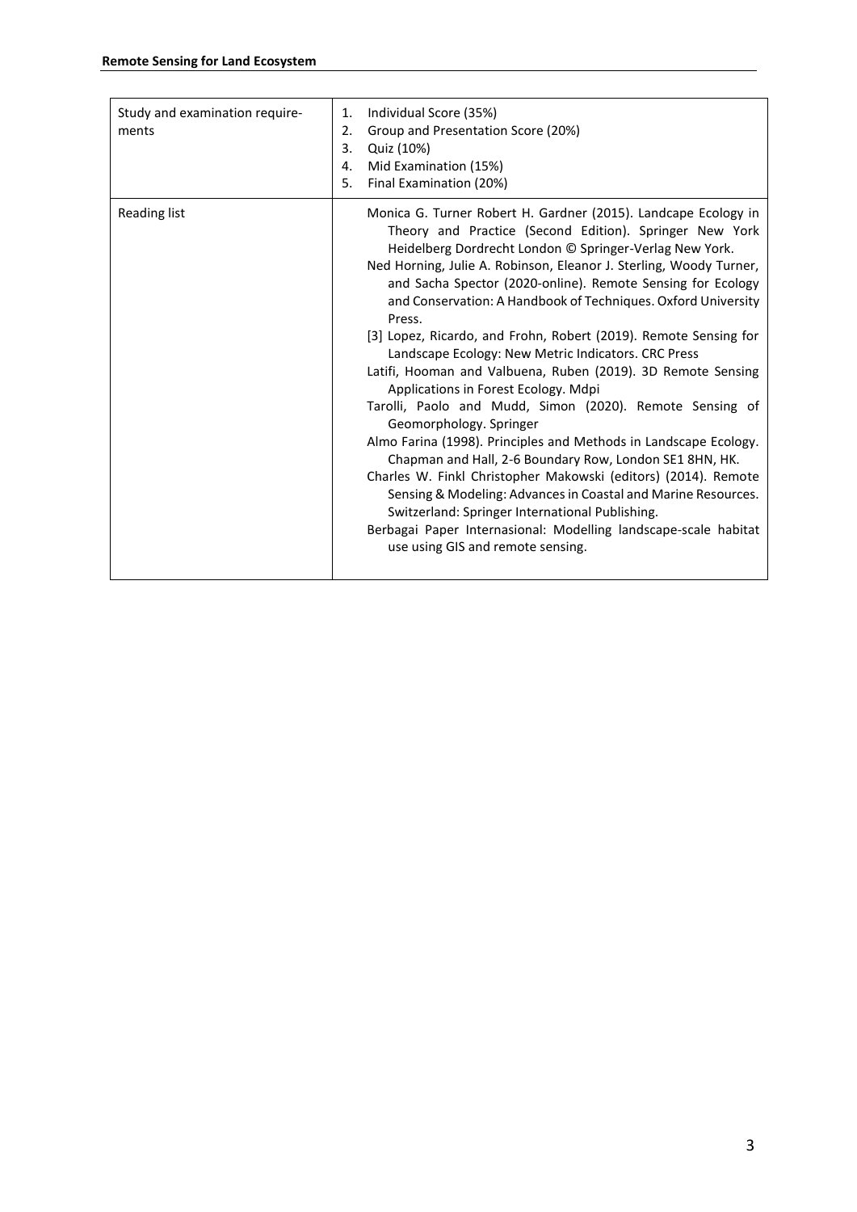| | |
|---|---|
| Study and examination requirements | 1. Individual Score (35%)<br>2. Group and Presentation Score (20%)<br>3. Quiz (10%)<br>4. Mid Examination (15%)<br>5. Final Examination (20%) |
| Reading list | Monica G. Turner Robert H. Gardner (2015). Landcape Ecology in Theory and Practice (Second Edition). Springer New York Heidelberg Dordrecht London © Springer-Verlag New York.<br>Ned Horning, Julie A. Robinson, Eleanor J. Sterling, Woody Turner, and Sacha Spector (2020-online). Remote Sensing for Ecology and Conservation: A Handbook of Techniques. Oxford University Press.<br>[3] Lopez, Ricardo, and Frohn, Robert (2019). Remote Sensing for Landscape Ecology: New Metric Indicators. CRC Press<br>Latifi, Hooman and Valbuena, Ruben (2019). 3D Remote Sensing Applications in Forest Ecology. Mdpi<br>Tarolli, Paolo and Mudd, Simon (2020). Remote Sensing of Geomorphology. Springer<br>Almo Farina (1998). Principles and Methods in Landscape Ecology. Chapman and Hall, 2-6 Boundary Row, London SE1 8HN, HK.<br>Charles W. Finkl Christopher Makowski (editors) (2014). Remote Sensing & Modeling: Advances in Coastal and Marine Resources. Switzerland: Springer International Publishing.<br>Berbagai Paper Internasional: Modelling landscape-scale habitat use using GIS and remote sensing. |